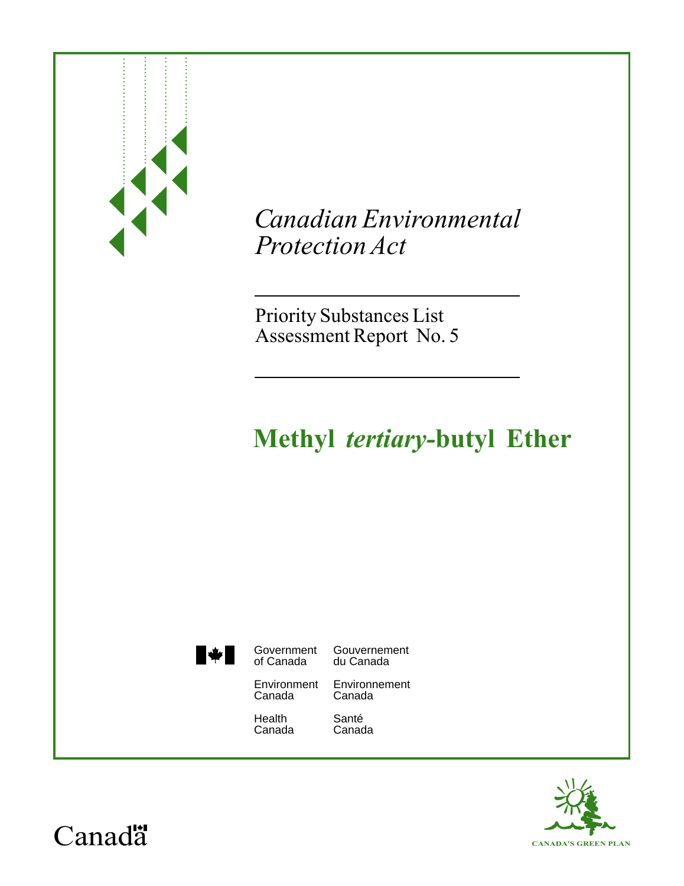*Canadian Environmental Protection Act*

---

Priority Substances List
Assessment Report No. 5

---

# Methyl *tertiary*-butyl Ether

Government of Canada — Gouvernement du Canada

Environment Canada — Environnement Canada

Health Canada — Santé Canada

Canada

CANADA'S GREEN PLAN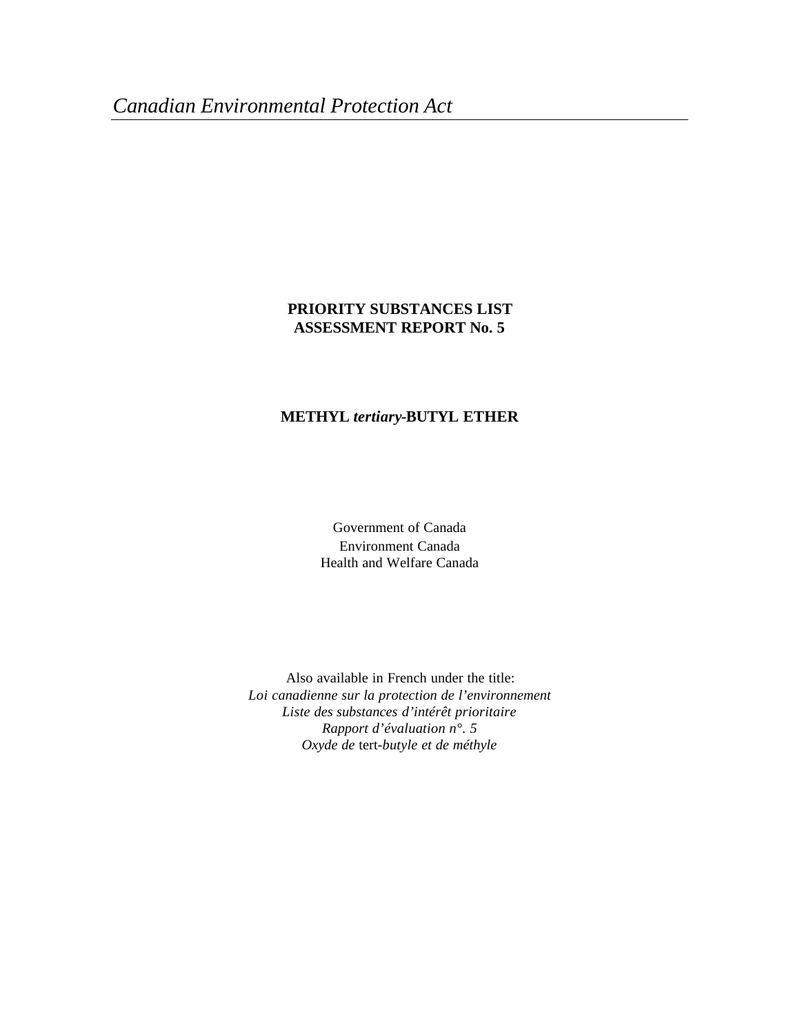*Canadian Environmental Protection Act*

**PRIORITY SUBSTANCES LIST ASSESSMENT REPORT No. 5**

**METHYL *tertiary*-BUTYL ETHER**

Government of Canada
Environment Canada
Health and Welfare Canada

Also available in French under the title:
*Loi canadienne sur la protection de l'environnement*
*Liste des substances d'intérêt prioritaire*
*Rapport d'évaluation n°. 5*
*Oxyde de* tert-*butyle et de méthyle*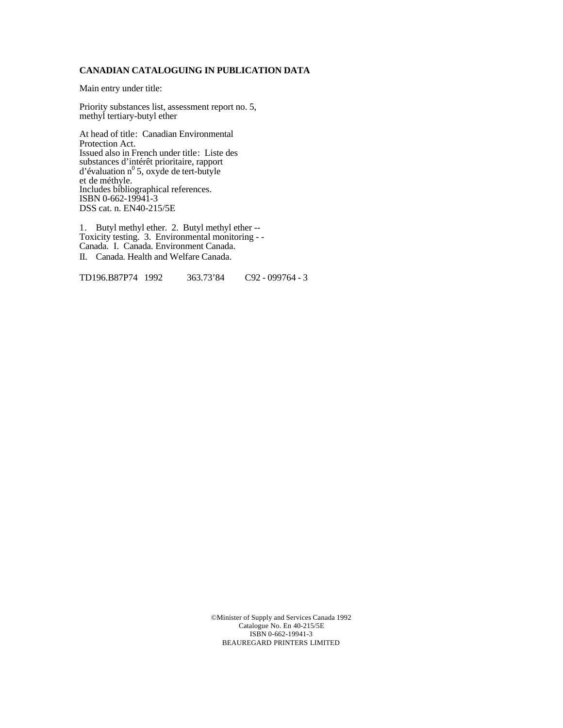**CANADIAN CATALOGUING IN PUBLICATION DATA**

Main entry under title:

Priority substances list, assessment report no. 5, methyl tertiary-butyl ether

At head of title: Canadian Environmental Protection Act.
Issued also in French under title: Liste des substances d'intérêt prioritaire, rapport d'évaluation n$^{0}$ 5, oxyde de tert-butyle et de méthyle.
Includes bibliographical references.
ISBN 0-662-19941-3
DSS cat. n. EN40-215/5E

1. Butyl methyl ether. 2. Butyl methyl ether -- Toxicity testing. 3. Environmental monitoring - - Canada. I. Canada. Environment Canada.
II. Canada. Health and Welfare Canada.

TD196.B87P74 1992 363.73'84 C92 - 099764 - 3

©Minister of Supply and Services Canada 1992
Catalogue No. En 40-215/5E
ISBN 0-662-19941-3
BEAUREGARD PRINTERS LIMITED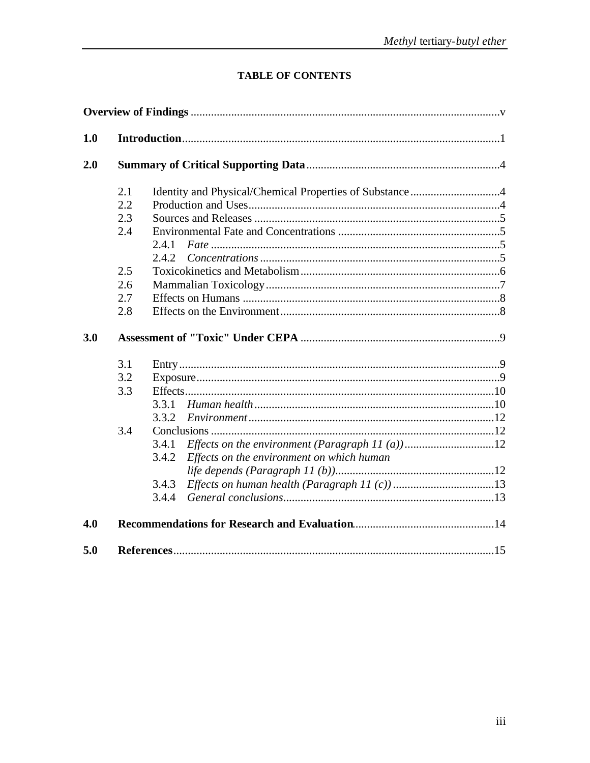# TABLE OF CONTENTS

**Overview of Findings** .......... v

**1.0 Introduction** .......... 1

**2.0 Summary of Critical Supporting Data** .......... 4

- 2.1 Identity and Physical/Chemical Properties of Substance .......... 4
- 2.2 Production and Uses .......... 4
- 2.3 Sources and Releases .......... 5
- 2.4 Environmental Fate and Concentrations .......... 5
  - 2.4.1 *Fate* .......... 5
  - 2.4.2 *Concentrations* .......... 5
- 2.5 Toxicokinetics and Metabolism .......... 6
- 2.6 Mammalian Toxicology .......... 7
- 2.7 Effects on Humans .......... 8
- 2.8 Effects on the Environment .......... 8

**3.0 Assessment of "Toxic" Under CEPA** .......... 9

- 3.1 Entry .......... 9
- 3.2 Exposure .......... 9
- 3.3 Effects .......... 10
  - 3.3.1 *Human health* .......... 10
  - 3.3.2 *Environment* .......... 12
- 3.4 Conclusions .......... 12
  - 3.4.1 *Effects on the environment (Paragraph 11 (a))* .......... 12
  - 3.4.2 *Effects on the environment on which human life depends (Paragraph 11 (b))* .......... 12
  - 3.4.3 *Effects on human health (Paragraph 11 (c))* .......... 13
  - 3.4.4 *General conclusions* .......... 13

**4.0 Recommendations for Research and Evaluation** .......... 14

**5.0 References** .......... 15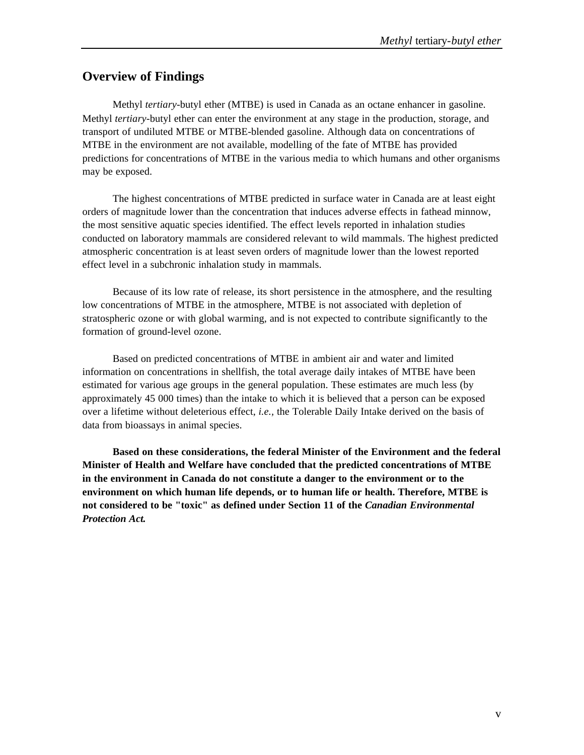## Overview of Findings

Methyl *tertiary*-butyl ether (MTBE) is used in Canada as an octane enhancer in gasoline. Methyl *tertiary*-butyl ether can enter the environment at any stage in the production, storage, and transport of undiluted MTBE or MTBE-blended gasoline. Although data on concentrations of MTBE in the environment are not available, modelling of the fate of MTBE has provided predictions for concentrations of MTBE in the various media to which humans and other organisms may be exposed.

The highest concentrations of MTBE predicted in surface water in Canada are at least eight orders of magnitude lower than the concentration that induces adverse effects in fathead minnow, the most sensitive aquatic species identified. The effect levels reported in inhalation studies conducted on laboratory mammals are considered relevant to wild mammals. The highest predicted atmospheric concentration is at least seven orders of magnitude lower than the lowest reported effect level in a subchronic inhalation study in mammals.

Because of its low rate of release, its short persistence in the atmosphere, and the resulting low concentrations of MTBE in the atmosphere, MTBE is not associated with depletion of stratospheric ozone or with global warming, and is not expected to contribute significantly to the formation of ground-level ozone.

Based on predicted concentrations of MTBE in ambient air and water and limited information on concentrations in shellfish, the total average daily intakes of MTBE have been estimated for various age groups in the general population. These estimates are much less (by approximately 45 000 times) than the intake to which it is believed that a person can be exposed over a lifetime without deleterious effect, *i.e.*, the Tolerable Daily Intake derived on the basis of data from bioassays in animal species.

**Based on these considerations, the federal Minister of the Environment and the federal Minister of Health and Welfare have concluded that the predicted concentrations of MTBE in the environment in Canada do not constitute a danger to the environment or to the environment on which human life depends, or to human life or health. Therefore, MTBE is not considered to be "toxic" as defined under Section 11 of the *Canadian Environmental Protection Act.***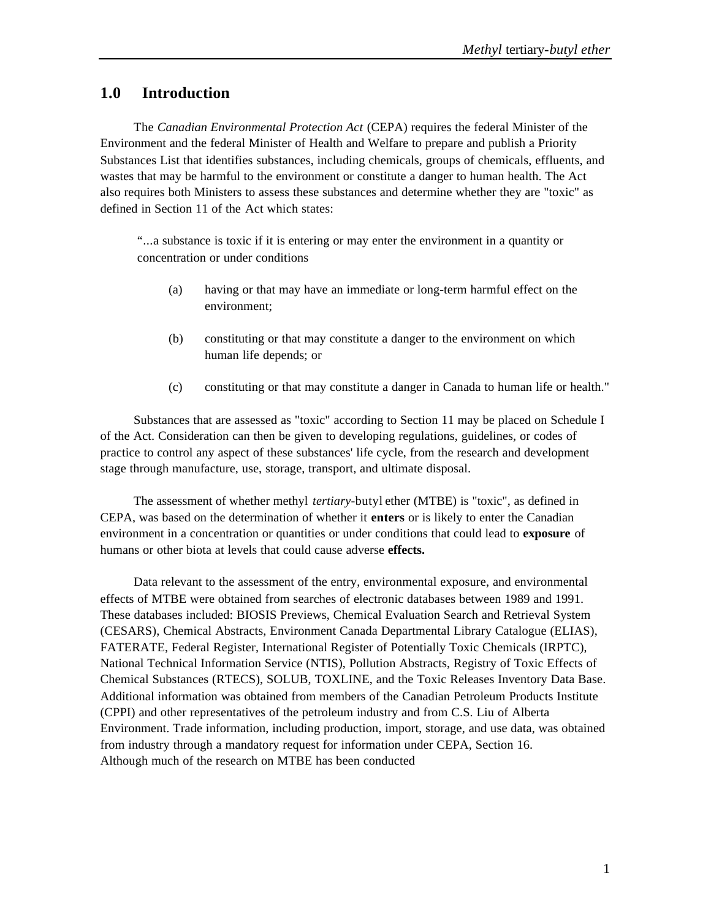## 1.0 Introduction

The *Canadian Environmental Protection Act* (CEPA) requires the federal Minister of the Environment and the federal Minister of Health and Welfare to prepare and publish a Priority Substances List that identifies substances, including chemicals, groups of chemicals, effluents, and wastes that may be harmful to the environment or constitute a danger to human health. The Act also requires both Ministers to assess these substances and determine whether they are "toxic" as defined in Section 11 of the Act which states:

> "...a substance is toxic if it is entering or may enter the environment in a quantity or concentration or under conditions
>
> (a) having or that may have an immediate or long-term harmful effect on the environment;
>
> (b) constituting or that may constitute a danger to the environment on which human life depends; or
>
> (c) constituting or that may constitute a danger in Canada to human life or health."

Substances that are assessed as "toxic" according to Section 11 may be placed on Schedule I of the Act. Consideration can then be given to developing regulations, guidelines, or codes of practice to control any aspect of these substances' life cycle, from the research and development stage through manufacture, use, storage, transport, and ultimate disposal.

The assessment of whether methyl *tertiary*-butyl ether (MTBE) is "toxic", as defined in CEPA, was based on the determination of whether it **enters** or is likely to enter the Canadian environment in a concentration or quantities or under conditions that could lead to **exposure** of humans or other biota at levels that could cause adverse **effects.**

Data relevant to the assessment of the entry, environmental exposure, and environmental effects of MTBE were obtained from searches of electronic databases between 1989 and 1991. These databases included: BIOSIS Previews, Chemical Evaluation Search and Retrieval System (CESARS), Chemical Abstracts, Environment Canada Departmental Library Catalogue (ELIAS), FATERATE, Federal Register, International Register of Potentially Toxic Chemicals (IRPTC), National Technical Information Service (NTIS), Pollution Abstracts, Registry of Toxic Effects of Chemical Substances (RTECS), SOLUB, TOXLINE, and the Toxic Releases Inventory Data Base. Additional information was obtained from members of the Canadian Petroleum Products Institute (CPPI) and other representatives of the petroleum industry and from C.S. Liu of Alberta Environment. Trade information, including production, import, storage, and use data, was obtained from industry through a mandatory request for information under CEPA, Section 16. Although much of the research on MTBE has been conducted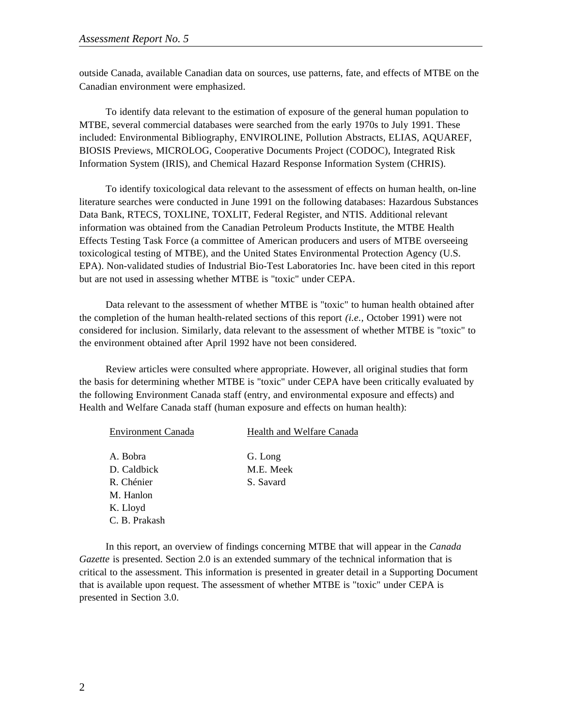outside Canada, available Canadian data on sources, use patterns, fate, and effects of MTBE on the Canadian environment were emphasized.

To identify data relevant to the estimation of exposure of the general human population to MTBE, several commercial databases were searched from the early 1970s to July 1991. These included: Environmental Bibliography, ENVIROLINE, Pollution Abstracts, ELIAS, AQUAREF, BIOSIS Previews, MICROLOG, Cooperative Documents Project (CODOC), Integrated Risk Information System (IRIS), and Chemical Hazard Response Information System (CHRIS).

To identify toxicological data relevant to the assessment of effects on human health, on-line literature searches were conducted in June 1991 on the following databases: Hazardous Substances Data Bank, RTECS, TOXLINE, TOXLIT, Federal Register, and NTIS. Additional relevant information was obtained from the Canadian Petroleum Products Institute, the MTBE Health Effects Testing Task Force (a committee of American producers and users of MTBE overseeing toxicological testing of MTBE), and the United States Environmental Protection Agency (U.S. EPA). Non-validated studies of Industrial Bio-Test Laboratories Inc. have been cited in this report but are not used in assessing whether MTBE is "toxic" under CEPA.

Data relevant to the assessment of whether MTBE is "toxic" to human health obtained after the completion of the human health-related sections of this report *(i.e.,* October 1991) were not considered for inclusion. Similarly, data relevant to the assessment of whether MTBE is "toxic" to the environment obtained after April 1992 have not been considered.

Review articles were consulted where appropriate. However, all original studies that form the basis for determining whether MTBE is "toxic" under CEPA have been critically evaluated by the following Environment Canada staff (entry, and environmental exposure and effects) and Health and Welfare Canada staff (human exposure and effects on human health):

| Environment Canada | Health and Welfare Canada |
|---|---|
| A. Bobra | G. Long |
| D. Caldbick | M.E. Meek |
| R. Chénier | S. Savard |
| M. Hanlon | |
| K. Lloyd | |
| C. B. Prakash | |

In this report, an overview of findings concerning MTBE that will appear in the *Canada Gazette* is presented. Section 2.0 is an extended summary of the technical information that is critical to the assessment. This information is presented in greater detail in a Supporting Document that is available upon request. The assessment of whether MTBE is "toxic" under CEPA is presented in Section 3.0.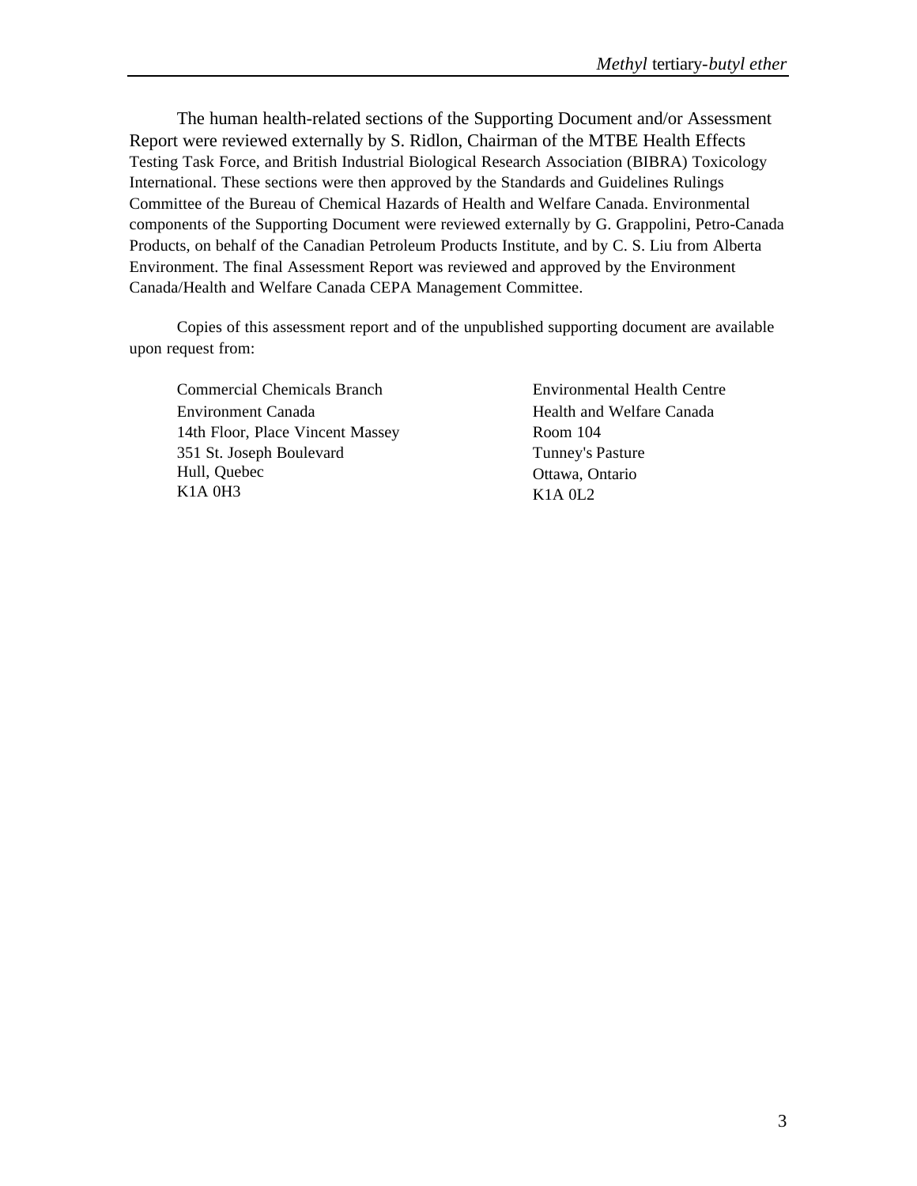The human health-related sections of the Supporting Document and/or Assessment Report were reviewed externally by S. Ridlon, Chairman of the MTBE Health Effects Testing Task Force, and British Industrial Biological Research Association (BIBRA) Toxicology International. These sections were then approved by the Standards and Guidelines Rulings Committee of the Bureau of Chemical Hazards of Health and Welfare Canada. Environmental components of the Supporting Document were reviewed externally by G. Grappolini, Petro-Canada Products, on behalf of the Canadian Petroleum Products Institute, and by C. S. Liu from Alberta Environment. The final Assessment Report was reviewed and approved by the Environment Canada/Health and Welfare Canada CEPA Management Committee.

Copies of this assessment report and of the unpublished supporting document are available upon request from:

Commercial Chemicals Branch
Environment Canada
14th Floor, Place Vincent Massey
351 St. Joseph Boulevard
Hull, Quebec
K1A 0H3

Environmental Health Centre
Health and Welfare Canada
Room 104
Tunney's Pasture
Ottawa, Ontario
K1A 0L2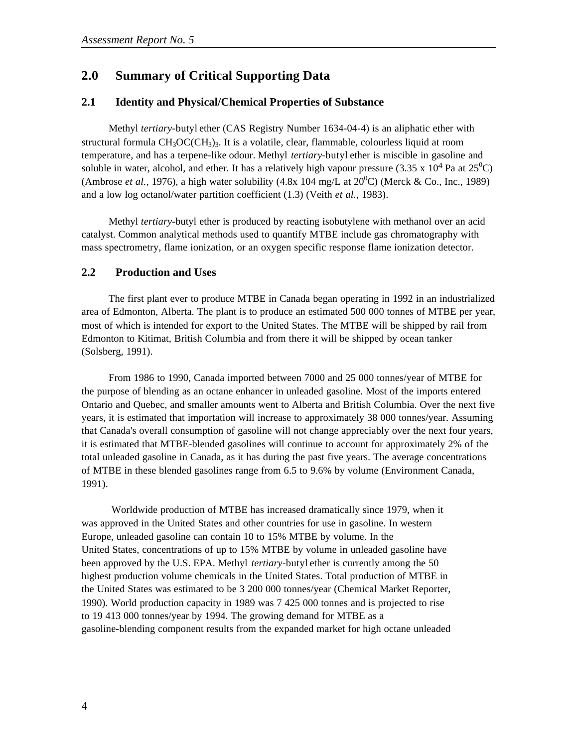## 2.0 Summary of Critical Supporting Data

### 2.1 Identity and Physical/Chemical Properties of Substance

Methyl *tertiary*-butyl ether (CAS Registry Number 1634-04-4) is an aliphatic ether with structural formula $CH_3OC(CH_3)_3$. It is a volatile, clear, flammable, colourless liquid at room temperature, and has a terpene-like odour. Methyl *tertiary*-butyl ether is miscible in gasoline and soluble in water, alcohol, and ether. It has a relatively high vapour pressure ($3.35 \times 10^4$ Pa at $25^0$C) (Ambrose *et al.*, 1976), a high water solubility (4.8x 104 mg/L at $20^0$C) (Merck & Co., Inc., 1989) and a low log octanol/water partition coefficient (1.3) (Veith *et al.*, 1983).

Methyl *tertiary*-butyl ether is produced by reacting isobutylene with methanol over an acid catalyst. Common analytical methods used to quantify MTBE include gas chromatography with mass spectrometry, flame ionization, or an oxygen specific response flame ionization detector.

### 2.2 Production and Uses

The first plant ever to produce MTBE in Canada began operating in 1992 in an industrialized area of Edmonton, Alberta. The plant is to produce an estimated 500 000 tonnes of MTBE per year, most of which is intended for export to the United States. The MTBE will be shipped by rail from Edmonton to Kitimat, British Columbia and from there it will be shipped by ocean tanker (Solsberg, 1991).

From 1986 to 1990, Canada imported between 7000 and 25 000 tonnes/year of MTBE for the purpose of blending as an octane enhancer in unleaded gasoline. Most of the imports entered Ontario and Quebec, and smaller amounts went to Alberta and British Columbia. Over the next five years, it is estimated that importation will increase to approximately 38 000 tonnes/year. Assuming that Canada's overall consumption of gasoline will not change appreciably over the next four years, it is estimated that MTBE-blended gasolines will continue to account for approximately 2% of the total unleaded gasoline in Canada, as it has during the past five years. The average concentrations of MTBE in these blended gasolines range from 6.5 to 9.6% by volume (Environment Canada, 1991).

Worldwide production of MTBE has increased dramatically since 1979, when it was approved in the United States and other countries for use in gasoline. In western Europe, unleaded gasoline can contain 10 to 15% MTBE by volume. In the United States, concentrations of up to 15% MTBE by volume in unleaded gasoline have been approved by the U.S. EPA. Methyl *tertiary*-butyl ether is currently among the 50 highest production volume chemicals in the United States. Total production of MTBE in the United States was estimated to be 3 200 000 tonnes/year (Chemical Market Reporter, 1990). World production capacity in 1989 was 7 425 000 tonnes and is projected to rise to 19 413 000 tonnes/year by 1994. The growing demand for MTBE as a gasoline-blending component results from the expanded market for high octane unleaded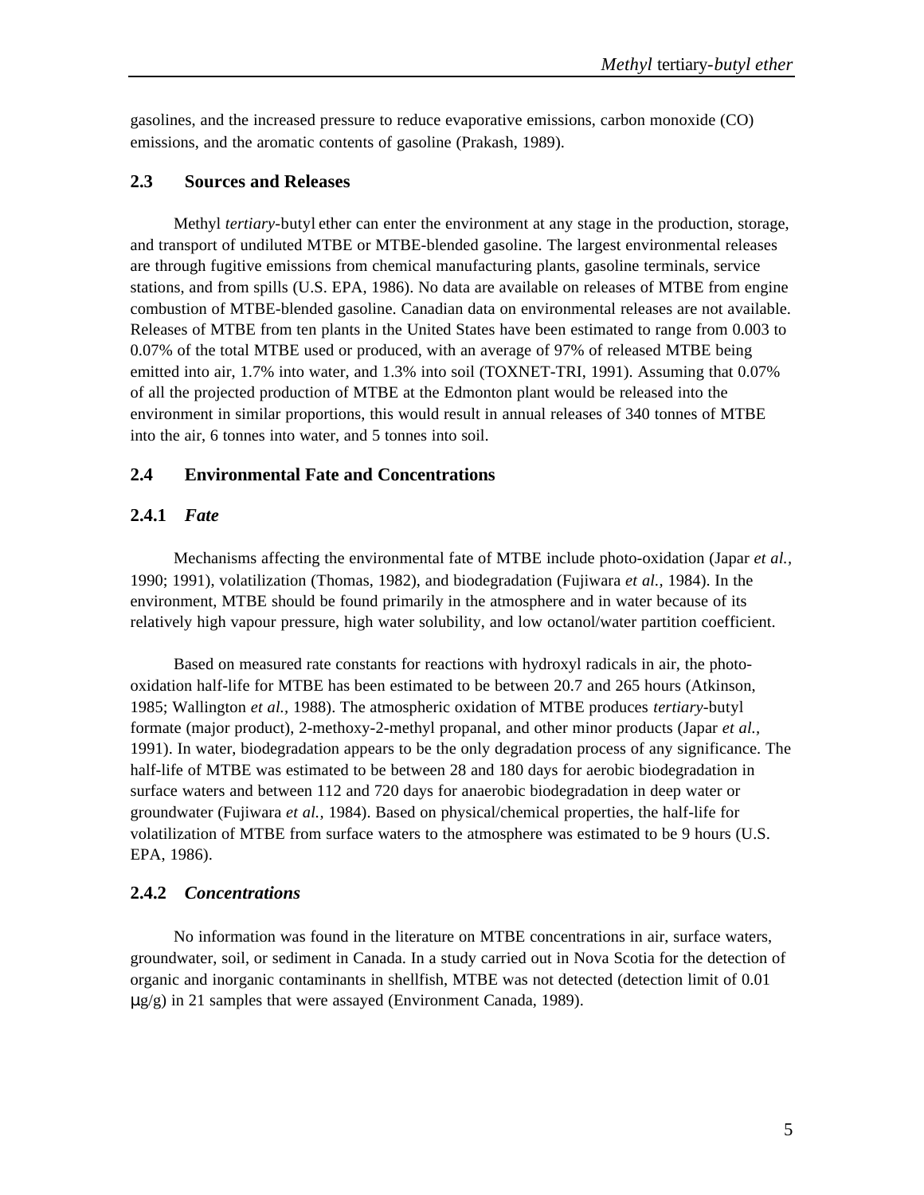gasolines, and the increased pressure to reduce evaporative emissions, carbon monoxide (CO) emissions, and the aromatic contents of gasoline (Prakash, 1989).

## 2.3 Sources and Releases

Methyl *tertiary*-butyl ether can enter the environment at any stage in the production, storage, and transport of undiluted MTBE or MTBE-blended gasoline. The largest environmental releases are through fugitive emissions from chemical manufacturing plants, gasoline terminals, service stations, and from spills (U.S. EPA, 1986). No data are available on releases of MTBE from engine combustion of MTBE-blended gasoline. Canadian data on environmental releases are not available. Releases of MTBE from ten plants in the United States have been estimated to range from 0.003 to 0.07% of the total MTBE used or produced, with an average of 97% of released MTBE being emitted into air, 1.7% into water, and 1.3% into soil (TOXNET-TRI, 1991). Assuming that 0.07% of all the projected production of MTBE at the Edmonton plant would be released into the environment in similar proportions, this would result in annual releases of 340 tonnes of MTBE into the air, 6 tonnes into water, and 5 tonnes into soil.

## 2.4 Environmental Fate and Concentrations

### 2.4.1 *Fate*

Mechanisms affecting the environmental fate of MTBE include photo-oxidation (Japar *et al.,* 1990; 1991), volatilization (Thomas, 1982), and biodegradation (Fujiwara *et al.,* 1984). In the environment, MTBE should be found primarily in the atmosphere and in water because of its relatively high vapour pressure, high water solubility, and low octanol/water partition coefficient.

Based on measured rate constants for reactions with hydroxyl radicals in air, the photo-oxidation half-life for MTBE has been estimated to be between 20.7 and 265 hours (Atkinson, 1985; Wallington *et al.,* 1988). The atmospheric oxidation of MTBE produces *tertiary*-butyl formate (major product), 2-methoxy-2-methyl propanal, and other minor products (Japar *et al.,* 1991). In water, biodegradation appears to be the only degradation process of any significance. The half-life of MTBE was estimated to be between 28 and 180 days for aerobic biodegradation in surface waters and between 112 and 720 days for anaerobic biodegradation in deep water or groundwater (Fujiwara *et al.,* 1984). Based on physical/chemical properties, the half-life for volatilization of MTBE from surface waters to the atmosphere was estimated to be 9 hours (U.S. EPA, 1986).

### 2.4.2 *Concentrations*

No information was found in the literature on MTBE concentrations in air, surface waters, groundwater, soil, or sediment in Canada. In a study carried out in Nova Scotia for the detection of organic and inorganic contaminants in shellfish, MTBE was not detected (detection limit of 0.01 µg/g) in 21 samples that were assayed (Environment Canada, 1989).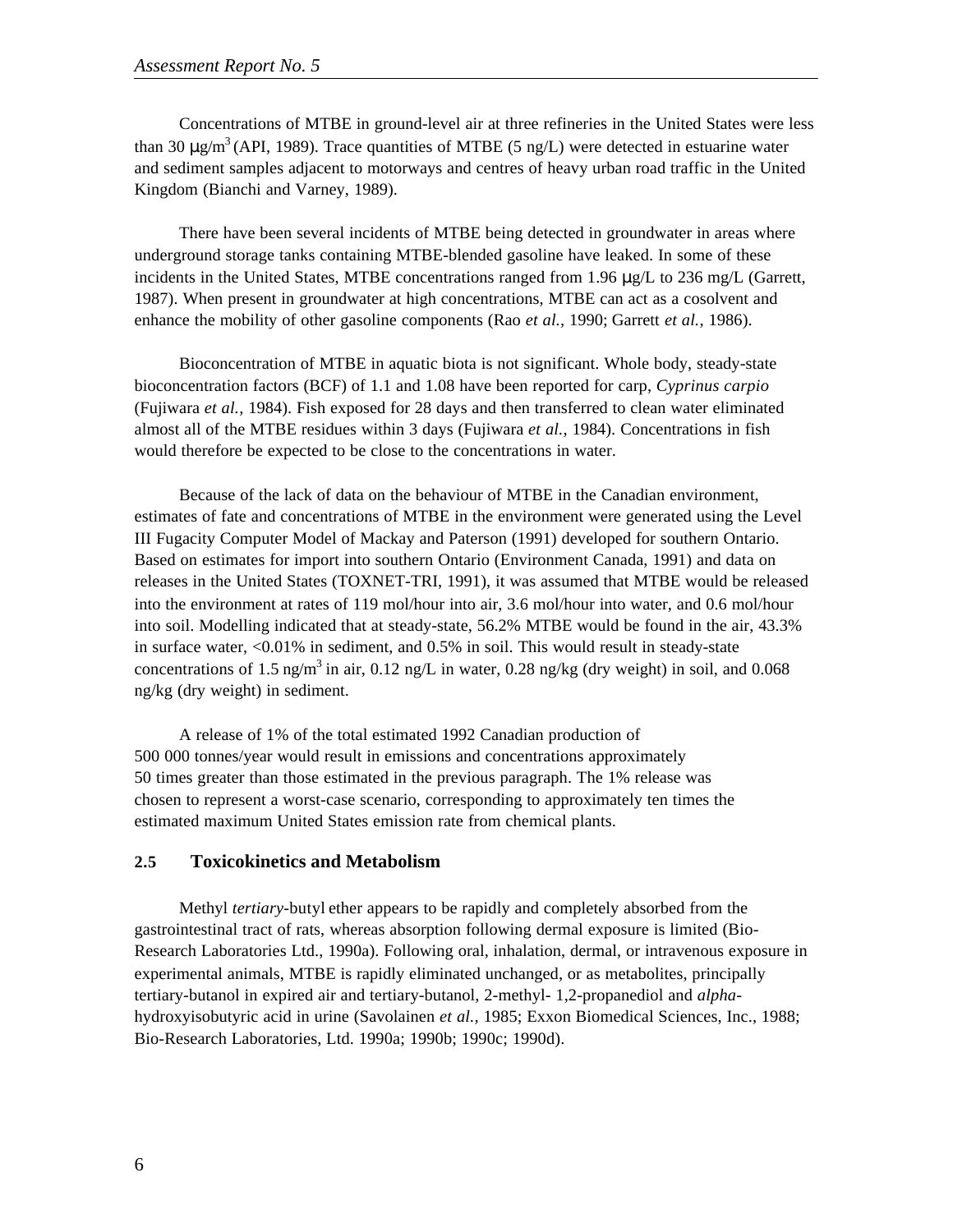Concentrations of MTBE in ground-level air at three refineries in the United States were less than 30 μg/$m^3$ (API, 1989). Trace quantities of MTBE (5 ng/L) were detected in estuarine water and sediment samples adjacent to motorways and centres of heavy urban road traffic in the United Kingdom (Bianchi and Varney, 1989).

There have been several incidents of MTBE being detected in groundwater in areas where underground storage tanks containing MTBE-blended gasoline have leaked. In some of these incidents in the United States, MTBE concentrations ranged from 1.96 μg/L to 236 mg/L (Garrett, 1987). When present in groundwater at high concentrations, MTBE can act as a cosolvent and enhance the mobility of other gasoline components (Rao *et al.*, 1990; Garrett *et al.*, 1986).

Bioconcentration of MTBE in aquatic biota is not significant. Whole body, steady-state bioconcentration factors (BCF) of 1.1 and 1.08 have been reported for carp, *Cyprinus carpio* (Fujiwara *et al.*, 1984). Fish exposed for 28 days and then transferred to clean water eliminated almost all of the MTBE residues within 3 days (Fujiwara *et al.*, 1984). Concentrations in fish would therefore be expected to be close to the concentrations in water.

Because of the lack of data on the behaviour of MTBE in the Canadian environment, estimates of fate and concentrations of MTBE in the environment were generated using the Level III Fugacity Computer Model of Mackay and Paterson (1991) developed for southern Ontario. Based on estimates for import into southern Ontario (Environment Canada, 1991) and data on releases in the United States (TOXNET-TRI, 1991), it was assumed that MTBE would be released into the environment at rates of 119 mol/hour into air, 3.6 mol/hour into water, and 0.6 mol/hour into soil. Modelling indicated that at steady-state, 56.2% MTBE would be found in the air, 43.3% in surface water, <0.01% in sediment, and 0.5% in soil. This would result in steady-state concentrations of 1.5 ng/$m^3$ in air, 0.12 ng/L in water, 0.28 ng/kg (dry weight) in soil, and 0.068 ng/kg (dry weight) in sediment.

A release of 1% of the total estimated 1992 Canadian production of 500 000 tonnes/year would result in emissions and concentrations approximately 50 times greater than those estimated in the previous paragraph. The 1% release was chosen to represent a worst-case scenario, corresponding to approximately ten times the estimated maximum United States emission rate from chemical plants.

## 2.5 Toxicokinetics and Metabolism

Methyl *tertiary*-butyl ether appears to be rapidly and completely absorbed from the gastrointestinal tract of rats, whereas absorption following dermal exposure is limited (Bio-Research Laboratories Ltd., 1990a). Following oral, inhalation, dermal, or intravenous exposure in experimental animals, MTBE is rapidly eliminated unchanged, or as metabolites, principally tertiary-butanol in expired air and tertiary-butanol, 2-methyl- 1,2-propanediol and *alpha*-hydroxyisobutyric acid in urine (Savolainen *et al.*, 1985; Exxon Biomedical Sciences, Inc., 1988; Bio-Research Laboratories, Ltd. 1990a; 1990b; 1990c; 1990d).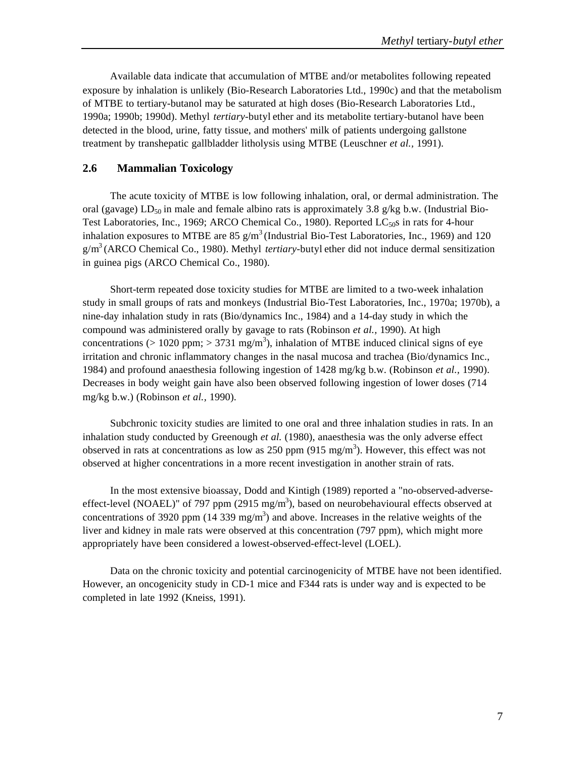Available data indicate that accumulation of MTBE and/or metabolites following repeated exposure by inhalation is unlikely (Bio-Research Laboratories Ltd., 1990c) and that the metabolism of MTBE to tertiary-butanol may be saturated at high doses (Bio-Research Laboratories Ltd., 1990a; 1990b; 1990d). Methyl *tertiary*-butyl ether and its metabolite tertiary-butanol have been detected in the blood, urine, fatty tissue, and mothers' milk of patients undergoing gallstone treatment by transhepatic gallbladder litholysis using MTBE (Leuschner *et al.*, 1991).

## 2.6 Mammalian Toxicology

The acute toxicity of MTBE is low following inhalation, oral, or dermal administration. The oral (gavage) $LD_{50}$ in male and female albino rats is approximately 3.8 g/kg b.w. (Industrial Bio-Test Laboratories, Inc., 1969; ARCO Chemical Co., 1980). Reported $LC_{50}$s in rats for 4-hour inhalation exposures to MTBE are 85 $g/m^3$ (Industrial Bio-Test Laboratories, Inc., 1969) and 120 $g/m^3$ (ARCO Chemical Co., 1980). Methyl *tertiary*-butyl ether did not induce dermal sensitization in guinea pigs (ARCO Chemical Co., 1980).

Short-term repeated dose toxicity studies for MTBE are limited to a two-week inhalation study in small groups of rats and monkeys (Industrial Bio-Test Laboratories, Inc., 1970a; 1970b), a nine-day inhalation study in rats (Bio/dynamics Inc., 1984) and a 14-day study in which the compound was administered orally by gavage to rats (Robinson *et al.*, 1990). At high concentrations (> 1020 ppm; > 3731 $mg/m^3$), inhalation of MTBE induced clinical signs of eye irritation and chronic inflammatory changes in the nasal mucosa and trachea (Bio/dynamics Inc., 1984) and profound anaesthesia following ingestion of 1428 mg/kg b.w. (Robinson *et al.*, 1990). Decreases in body weight gain have also been observed following ingestion of lower doses (714 mg/kg b.w.) (Robinson *et al.*, 1990).

Subchronic toxicity studies are limited to one oral and three inhalation studies in rats. In an inhalation study conducted by Greenough *et al.* (1980), anaesthesia was the only adverse effect observed in rats at concentrations as low as 250 ppm (915 $mg/m^3$). However, this effect was not observed at higher concentrations in a more recent investigation in another strain of rats.

In the most extensive bioassay, Dodd and Kintigh (1989) reported a "no-observed-adverse-effect-level (NOAEL)" of 797 ppm (2915 $mg/m^3$), based on neurobehavioural effects observed at concentrations of 3920 ppm (14 339 $mg/m^3$) and above. Increases in the relative weights of the liver and kidney in male rats were observed at this concentration (797 ppm), which might more appropriately have been considered a lowest-observed-effect-level (LOEL).

Data on the chronic toxicity and potential carcinogenicity of MTBE have not been identified. However, an oncogenicity study in CD-1 mice and F344 rats is under way and is expected to be completed in late 1992 (Kneiss, 1991).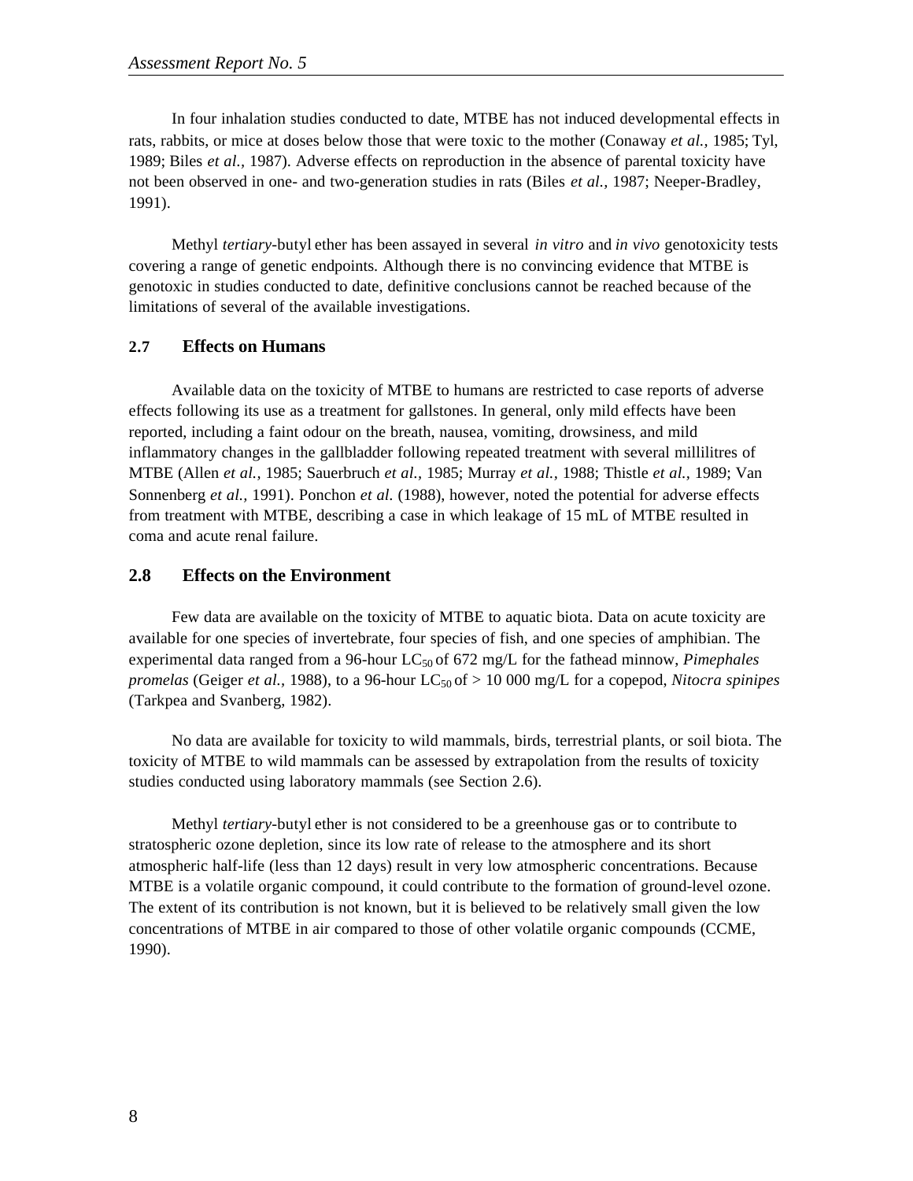In four inhalation studies conducted to date, MTBE has not induced developmental effects in rats, rabbits, or mice at doses below those that were toxic to the mother (Conaway *et al.,* 1985; Tyl, 1989; Biles *et al.,* 1987). Adverse effects on reproduction in the absence of parental toxicity have not been observed in one- and two-generation studies in rats (Biles *et al.,* 1987; Neeper-Bradley, 1991).

Methyl *tertiary*-butyl ether has been assayed in several *in vitro* and *in vivo* genotoxicity tests covering a range of genetic endpoints. Although there is no convincing evidence that MTBE is genotoxic in studies conducted to date, definitive conclusions cannot be reached because of the limitations of several of the available investigations.

## 2.7 Effects on Humans

Available data on the toxicity of MTBE to humans are restricted to case reports of adverse effects following its use as a treatment for gallstones. In general, only mild effects have been reported, including a faint odour on the breath, nausea, vomiting, drowsiness, and mild inflammatory changes in the gallbladder following repeated treatment with several millilitres of MTBE (Allen *et al.,* 1985; Sauerbruch *et al.,* 1985; Murray *et al.,* 1988; Thistle *et al.,* 1989; Van Sonnenberg *et al.,* 1991). Ponchon *et al.* (1988), however, noted the potential for adverse effects from treatment with MTBE, describing a case in which leakage of 15 mL of MTBE resulted in coma and acute renal failure.

## 2.8 Effects on the Environment

Few data are available on the toxicity of MTBE to aquatic biota. Data on acute toxicity are available for one species of invertebrate, four species of fish, and one species of amphibian. The experimental data ranged from a 96-hour $LC_{50}$ of 672 mg/L for the fathead minnow, *Pimephales promelas* (Geiger *et al.*, 1988), to a 96-hour $LC_{50}$ of > 10 000 mg/L for a copepod, *Nitocra spinipes* (Tarkpea and Svanberg, 1982).

No data are available for toxicity to wild mammals, birds, terrestrial plants, or soil biota. The toxicity of MTBE to wild mammals can be assessed by extrapolation from the results of toxicity studies conducted using laboratory mammals (see Section 2.6).

Methyl *tertiary*-butyl ether is not considered to be a greenhouse gas or to contribute to stratospheric ozone depletion, since its low rate of release to the atmosphere and its short atmospheric half-life (less than 12 days) result in very low atmospheric concentrations. Because MTBE is a volatile organic compound, it could contribute to the formation of ground-level ozone. The extent of its contribution is not known, but it is believed to be relatively small given the low concentrations of MTBE in air compared to those of other volatile organic compounds (CCME, 1990).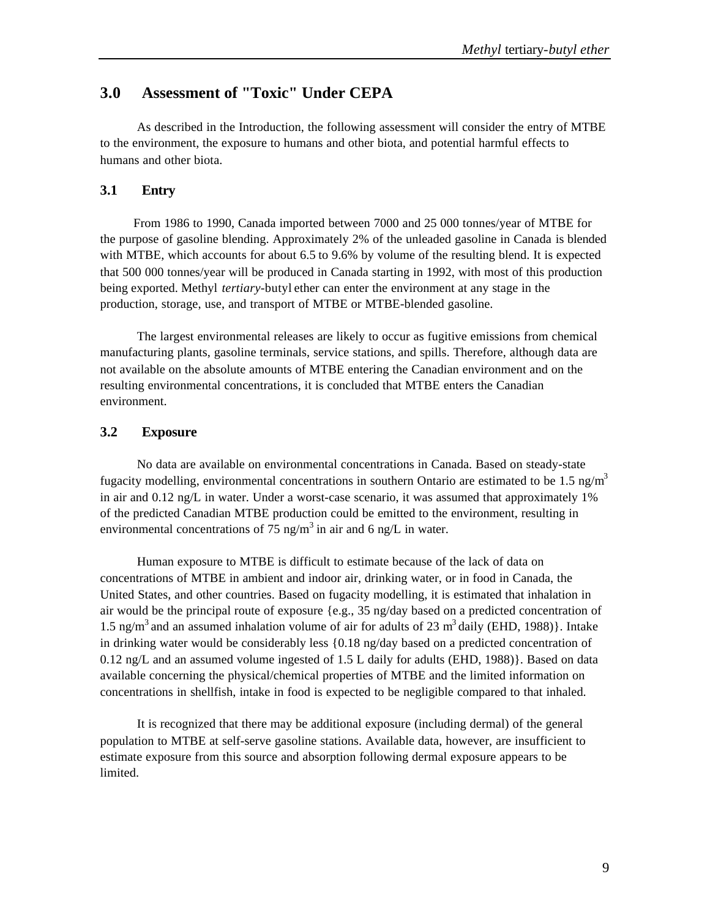## 3.0 Assessment of "Toxic" Under CEPA

As described in the Introduction, the following assessment will consider the entry of MTBE to the environment, the exposure to humans and other biota, and potential harmful effects to humans and other biota.

### 3.1 Entry

From 1986 to 1990, Canada imported between 7000 and 25 000 tonnes/year of MTBE for the purpose of gasoline blending. Approximately 2% of the unleaded gasoline in Canada is blended with MTBE, which accounts for about 6.5 to 9.6% by volume of the resulting blend. It is expected that 500 000 tonnes/year will be produced in Canada starting in 1992, with most of this production being exported. Methyl *tertiary*-butyl ether can enter the environment at any stage in the production, storage, use, and transport of MTBE or MTBE-blended gasoline.

The largest environmental releases are likely to occur as fugitive emissions from chemical manufacturing plants, gasoline terminals, service stations, and spills. Therefore, although data are not available on the absolute amounts of MTBE entering the Canadian environment and on the resulting environmental concentrations, it is concluded that MTBE enters the Canadian environment.

### 3.2 Exposure

No data are available on environmental concentrations in Canada. Based on steady-state fugacity modelling, environmental concentrations in southern Ontario are estimated to be 1.5 ng/$m^3$ in air and 0.12 ng/L in water. Under a worst-case scenario, it was assumed that approximately 1% of the predicted Canadian MTBE production could be emitted to the environment, resulting in environmental concentrations of 75 ng/$m^3$ in air and 6 ng/L in water.

Human exposure to MTBE is difficult to estimate because of the lack of data on concentrations of MTBE in ambient and indoor air, drinking water, or in food in Canada, the United States, and other countries. Based on fugacity modelling, it is estimated that inhalation in air would be the principal route of exposure {e.g., 35 ng/day based on a predicted concentration of 1.5 ng/$m^3$ and an assumed inhalation volume of air for adults of 23 $m^3$ daily (EHD, 1988)}. Intake in drinking water would be considerably less {0.18 ng/day based on a predicted concentration of 0.12 ng/L and an assumed volume ingested of 1.5 L daily for adults (EHD, 1988)}. Based on data available concerning the physical/chemical properties of MTBE and the limited information on concentrations in shellfish, intake in food is expected to be negligible compared to that inhaled.

It is recognized that there may be additional exposure (including dermal) of the general population to MTBE at self-serve gasoline stations. Available data, however, are insufficient to estimate exposure from this source and absorption following dermal exposure appears to be limited.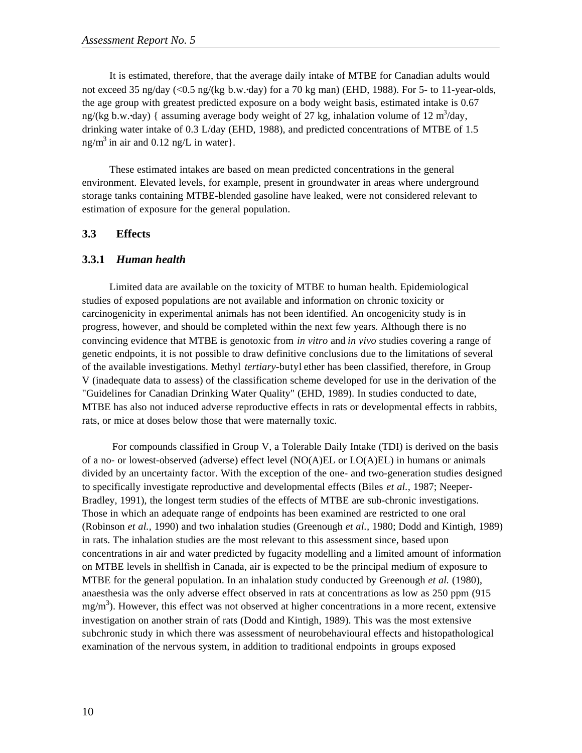It is estimated, therefore, that the average daily intake of MTBE for Canadian adults would not exceed 35 ng/day (<0.5 ng/(kg b.w.·day) for a 70 kg man) (EHD, 1988). For 5- to 11-year-olds, the age group with greatest predicted exposure on a body weight basis, estimated intake is 0.67 ng/(kg b.w.·day) { assuming average body weight of 27 kg, inhalation volume of 12 $m^3$/day, drinking water intake of 0.3 L/day (EHD, 1988), and predicted concentrations of MTBE of 1.5 ng/$m^3$ in air and 0.12 ng/L in water}.

These estimated intakes are based on mean predicted concentrations in the general environment. Elevated levels, for example, present in groundwater in areas where underground storage tanks containing MTBE-blended gasoline have leaked, were not considered relevant to estimation of exposure for the general population.

## 3.3 Effects

### 3.3.1 *Human health*

Limited data are available on the toxicity of MTBE to human health. Epidemiological studies of exposed populations are not available and information on chronic toxicity or carcinogenicity in experimental animals has not been identified. An oncogenicity study is in progress, however, and should be completed within the next few years. Although there is no convincing evidence that MTBE is genotoxic from *in vitro* and *in vivo* studies covering a range of genetic endpoints, it is not possible to draw definitive conclusions due to the limitations of several of the available investigations. Methyl *tertiary*-butyl ether has been classified, therefore, in Group V (inadequate data to assess) of the classification scheme developed for use in the derivation of the "Guidelines for Canadian Drinking Water Quality" (EHD, 1989). In studies conducted to date, MTBE has also not induced adverse reproductive effects in rats or developmental effects in rabbits, rats, or mice at doses below those that were maternally toxic.

For compounds classified in Group V, a Tolerable Daily Intake (TDI) is derived on the basis of a no- or lowest-observed (adverse) effect level (NO(A)EL or LO(A)EL) in humans or animals divided by an uncertainty factor. With the exception of the one- and two-generation studies designed to specifically investigate reproductive and developmental effects (Biles *et al.,* 1987; Neeper-Bradley, 1991), the longest term studies of the effects of MTBE are sub-chronic investigations. Those in which an adequate range of endpoints has been examined are restricted to one oral (Robinson *et al.,* 1990) and two inhalation studies (Greenough *et al.,* 1980; Dodd and Kintigh, 1989) in rats. The inhalation studies are the most relevant to this assessment since, based upon concentrations in air and water predicted by fugacity modelling and a limited amount of information on MTBE levels in shellfish in Canada, air is expected to be the principal medium of exposure to MTBE for the general population. In an inhalation study conducted by Greenough *et al.* (1980), anaesthesia was the only adverse effect observed in rats at concentrations as low as 250 ppm (915 mg/$m^3$). However, this effect was not observed at higher concentrations in a more recent, extensive investigation on another strain of rats (Dodd and Kintigh, 1989). This was the most extensive subchronic study in which there was assessment of neurobehavioural effects and histopathological examination of the nervous system, in addition to traditional endpoints in groups exposed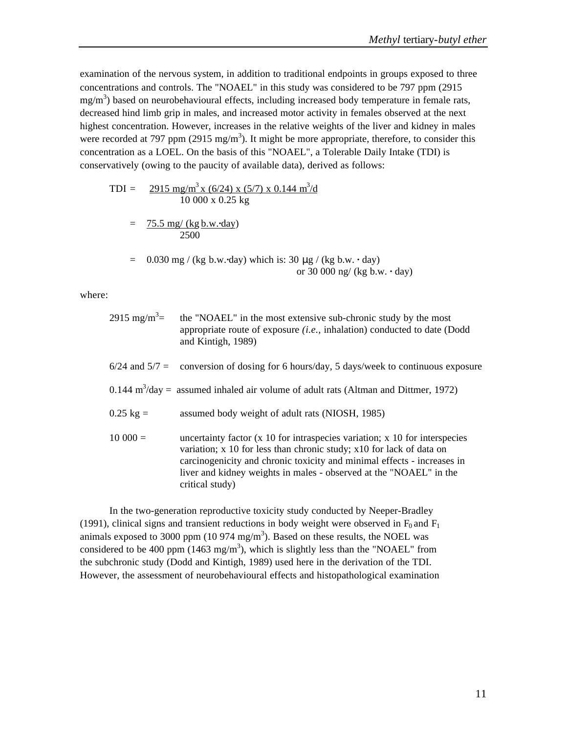examination of the nervous system, in addition to traditional endpoints in groups exposed to three concentrations and controls. The "NOAEL" in this study was considered to be 797 ppm (2915 $mg/m^3$) based on neurobehavioural effects, including increased body temperature in female rats, decreased hind limb grip in males, and increased motor activity in females observed at the next highest concentration. However, increases in the relative weights of the liver and kidney in males were recorded at 797 ppm (2915 $mg/m^3$). It might be more appropriate, therefore, to consider this concentration as a LOEL. On the basis of this "NOAEL", a Tolerable Daily Intake (TDI) is conservatively (owing to the paucity of available data), derived as follows:

$$\text{TDI} = \frac{2915 \text{ mg/m}^3 \times (6/24) \times (5/7) \times 0.144 \text{ m}^3\text{/d}}{10\,000 \times 0.25 \text{ kg}}$$

$$= \frac{75.5 \text{ mg/ (kg b.w.}\cdot\text{day)}}{2500}$$

$$= 0.030 \text{ mg / (kg b.w.}\cdot\text{day) which is: } 30\ \mu\text{g / (kg b.w.}\cdot\text{day) or } 30\,000 \text{ ng/ (kg b.w.}\cdot\text{day)}$$

where:

2915 $mg/m^3$= the "NOAEL" in the most extensive sub-chronic study by the most appropriate route of exposure *(i.e.,* inhalation) conducted to date (Dodd and Kintigh, 1989)

6/24 and 5/7 = conversion of dosing for 6 hours/day, 5 days/week to continuous exposure

0.144 $m^3$/day = assumed inhaled air volume of adult rats (Altman and Dittmer, 1972)

0.25 kg = assumed body weight of adult rats (NIOSH, 1985)

10 000 = uncertainty factor (x 10 for intraspecies variation; x 10 for interspecies variation; x 10 for less than chronic study; x10 for lack of data on carcinogenicity and chronic toxicity and minimal effects - increases in liver and kidney weights in males - observed at the "NOAEL" in the critical study)

In the two-generation reproductive toxicity study conducted by Neeper-Bradley (1991), clinical signs and transient reductions in body weight were observed in $F_0$ and $F_1$ animals exposed to 3000 ppm (10 974 $mg/m^3$). Based on these results, the NOEL was considered to be 400 ppm (1463 $mg/m^3$), which is slightly less than the "NOAEL" from the subchronic study (Dodd and Kintigh, 1989) used here in the derivation of the TDI. However, the assessment of neurobehavioural effects and histopathological examination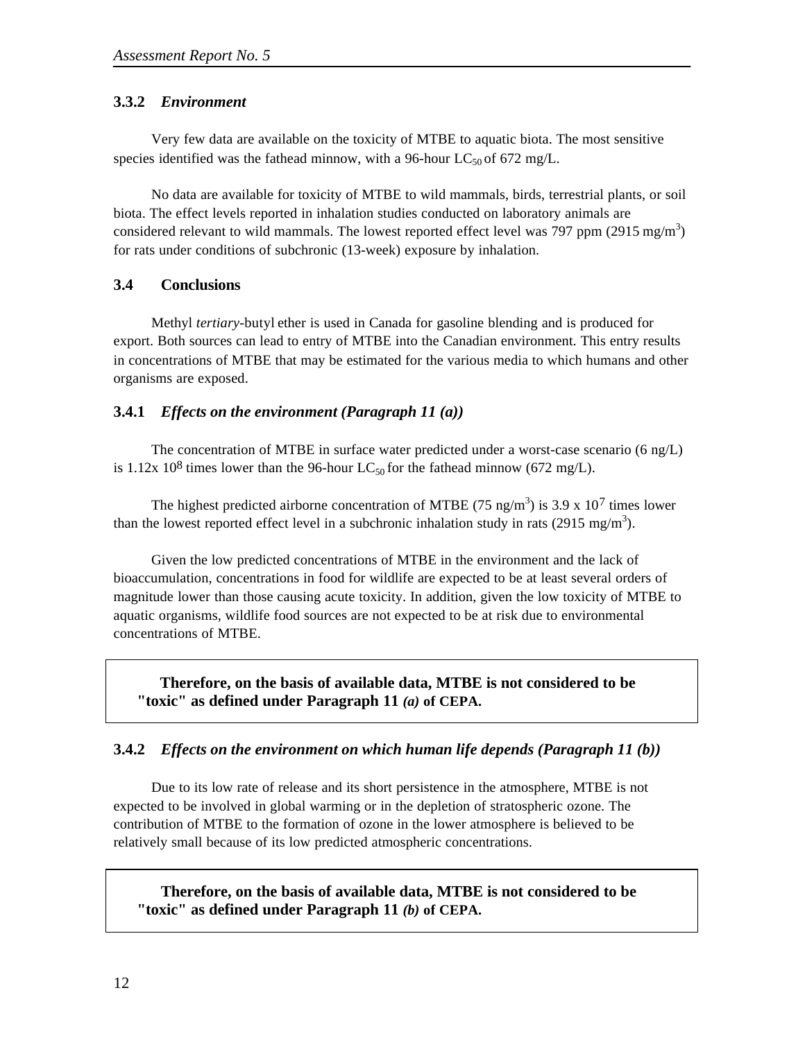### 3.3.2 *Environment*

Very few data are available on the toxicity of MTBE to aquatic biota. The most sensitive species identified was the fathead minnow, with a 96-hour $LC_{50}$ of 672 mg/L.

No data are available for toxicity of MTBE to wild mammals, birds, terrestrial plants, or soil biota. The effect levels reported in inhalation studies conducted on laboratory animals are considered relevant to wild mammals. The lowest reported effect level was 797 ppm (2915 $mg/m^3$) for rats under conditions of subchronic (13-week) exposure by inhalation.

## 3.4 Conclusions

Methyl *tertiary*-butyl ether is used in Canada for gasoline blending and is produced for export. Both sources can lead to entry of MTBE into the Canadian environment. This entry results in concentrations of MTBE that may be estimated for the various media to which humans and other organisms are exposed.

### 3.4.1 *Effects on the environment (Paragraph 11 (a))*

The concentration of MTBE in surface water predicted under a worst-case scenario (6 ng/L) is $1.12 \times 10^8$ times lower than the 96-hour $LC_{50}$ for the fathead minnow (672 mg/L).

The highest predicted airborne concentration of MTBE (75 $ng/m^3$) is $3.9 \times 10^7$ times lower than the lowest reported effect level in a subchronic inhalation study in rats (2915 $mg/m^3$).

Given the low predicted concentrations of MTBE in the environment and the lack of bioaccumulation, concentrations in food for wildlife are expected to be at least several orders of magnitude lower than those causing acute toxicity. In addition, given the low toxicity of MTBE to aquatic organisms, wildlife food sources are not expected to be at risk due to environmental concentrations of MTBE.

**Therefore, on the basis of available data, MTBE is not considered to be "toxic" as defined under Paragraph 11 *(a)* of CEPA.**

### 3.4.2 *Effects on the environment on which human life depends (Paragraph 11 (b))*

Due to its low rate of release and its short persistence in the atmosphere, MTBE is not expected to be involved in global warming or in the depletion of stratospheric ozone. The contribution of MTBE to the formation of ozone in the lower atmosphere is believed to be relatively small because of its low predicted atmospheric concentrations.

**Therefore, on the basis of available data, MTBE is not considered to be "toxic" as defined under Paragraph 11 *(b)* of CEPA.**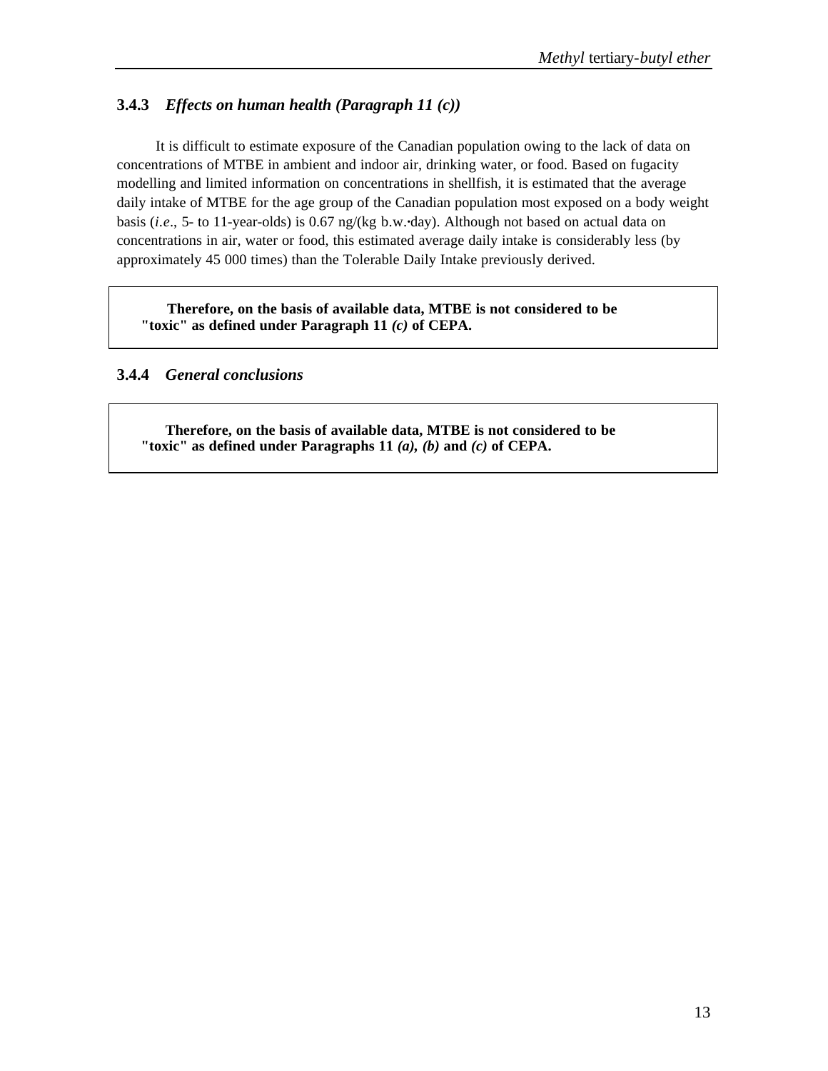### 3.4.3 *Effects on human health (Paragraph 11 (c))*

It is difficult to estimate exposure of the Canadian population owing to the lack of data on concentrations of MTBE in ambient and indoor air, drinking water, or food. Based on fugacity modelling and limited information on concentrations in shellfish, it is estimated that the average daily intake of MTBE for the age group of the Canadian population most exposed on a body weight basis (*i.e*., 5- to 11-year-olds) is 0.67 ng/(kg b.w.·day). Although not based on actual data on concentrations in air, water or food, this estimated average daily intake is considerably less (by approximately 45 000 times) than the Tolerable Daily Intake previously derived.

**Therefore, on the basis of available data, MTBE is not considered to be "toxic" as defined under Paragraph 11 *(c)* of CEPA.**

### 3.4.4 *General conclusions*

**Therefore, on the basis of available data, MTBE is not considered to be "toxic" as defined under Paragraphs 11 *(a)*, *(b)* and *(c)* of CEPA.**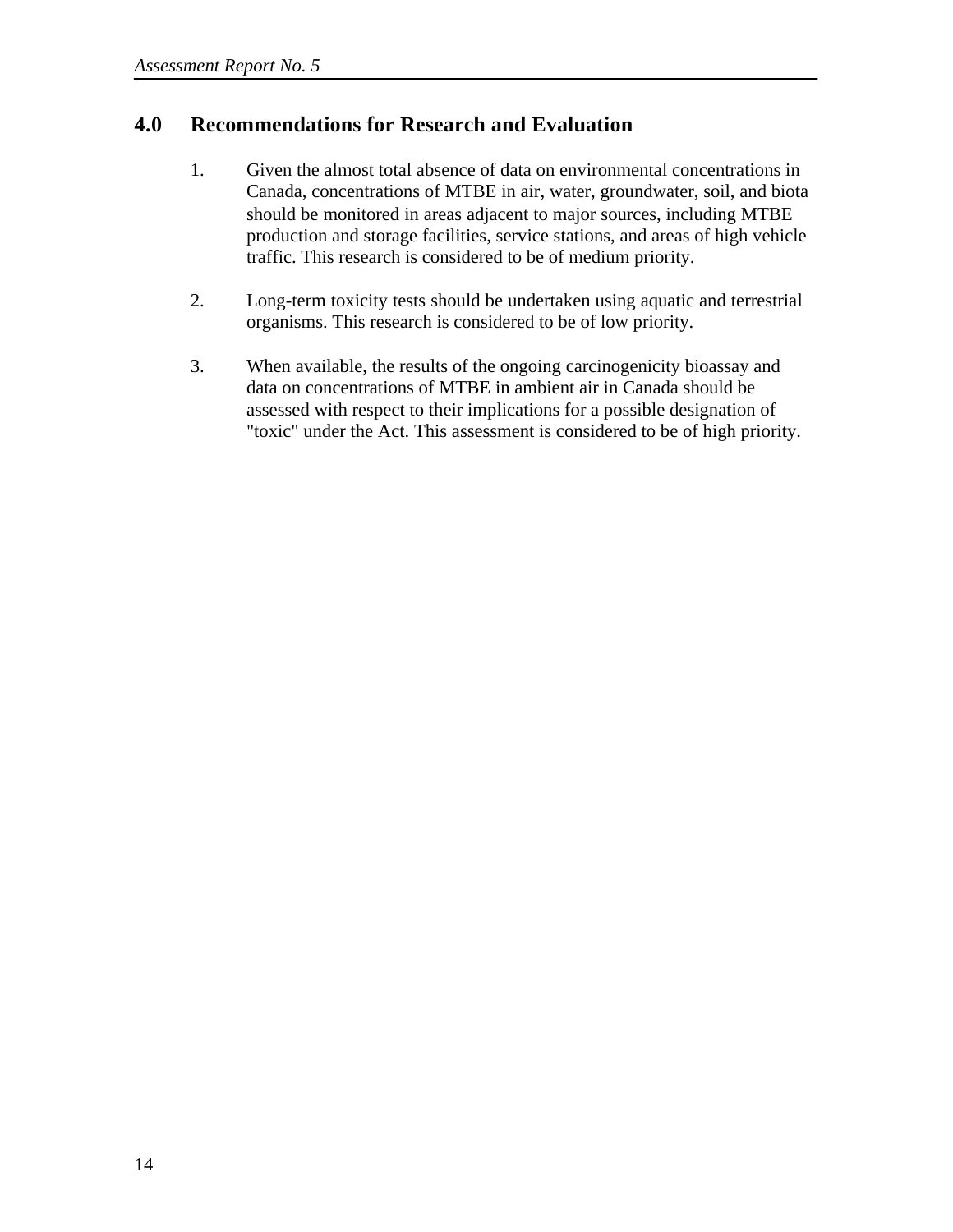## 4.0 Recommendations for Research and Evaluation

1. Given the almost total absence of data on environmental concentrations in Canada, concentrations of MTBE in air, water, groundwater, soil, and biota should be monitored in areas adjacent to major sources, including MTBE production and storage facilities, service stations, and areas of high vehicle traffic. This research is considered to be of medium priority.

2. Long-term toxicity tests should be undertaken using aquatic and terrestrial organisms. This research is considered to be of low priority.

3. When available, the results of the ongoing carcinogenicity bioassay and data on concentrations of MTBE in ambient air in Canada should be assessed with respect to their implications for a possible designation of "toxic" under the Act. This assessment is considered to be of high priority.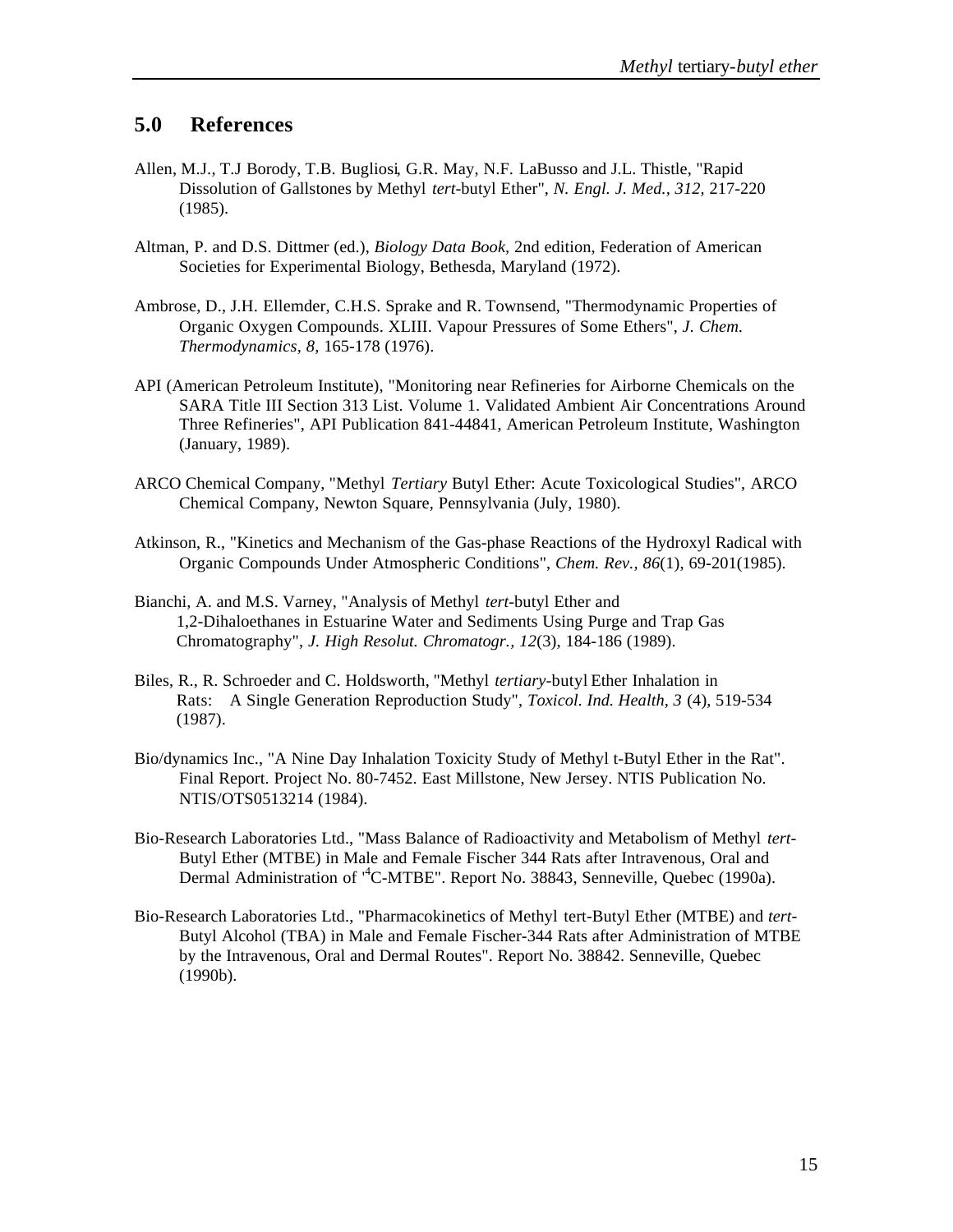## 5.0 References

Allen, M.J., T.J Borody, T.B. Bugliosi, G.R. May, N.F. LaBusso and J.L. Thistle, "Rapid Dissolution of Gallstones by Methyl *tert*-butyl Ether", *N. Engl. J. Med., 312,* 217-220 (1985).

Altman, P. and D.S. Dittmer (ed.), *Biology Data Book,* 2nd edition, Federation of American Societies for Experimental Biology, Bethesda, Maryland (1972).

Ambrose, D., J.H. Ellemder, C.H.S. Sprake and R. Townsend, "Thermodynamic Properties of Organic Oxygen Compounds. XLIII. Vapour Pressures of Some Ethers", *J. Chem. Thermodynamics, 8,* 165-178 (1976).

API (American Petroleum Institute), "Monitoring near Refineries for Airborne Chemicals on the SARA Title III Section 313 List. Volume 1. Validated Ambient Air Concentrations Around Three Refineries", API Publication 841-44841, American Petroleum Institute, Washington (January, 1989).

ARCO Chemical Company, "Methyl *Tertiary* Butyl Ether: Acute Toxicological Studies", ARCO Chemical Company, Newton Square, Pennsylvania (July, 1980).

Atkinson, R., "Kinetics and Mechanism of the Gas-phase Reactions of the Hydroxyl Radical with Organic Compounds Under Atmospheric Conditions", *Chem. Rev., 86*(1), 69-201(1985).

Bianchi, A. and M.S. Varney, "Analysis of Methyl *tert*-butyl Ether and 1,2-Dihaloethanes in Estuarine Water and Sediments Using Purge and Trap Gas Chromatography", *J. High Resolut. Chromatogr., 12*(3), 184-186 (1989).

Biles, R., R. Schroeder and C. Holdsworth, "Methyl *tertiary*-butyl Ether Inhalation in Rats: A Single Generation Reproduction Study", *Toxicol. Ind. Health, 3* (4), 519-534 (1987).

Bio/dynamics Inc., "A Nine Day Inhalation Toxicity Study of Methyl t-Butyl Ether in the Rat". Final Report. Project No. 80-7452. East Millstone, New Jersey. NTIS Publication No. NTIS/OTS0513214 (1984).

Bio-Research Laboratories Ltd., "Mass Balance of Radioactivity and Metabolism of Methyl *tert*-Butyl Ether (MTBE) in Male and Female Fischer 344 Rats after Intravenous, Oral and Dermal Administration of $^{14}$C-MTBE". Report No. 38843, Senneville, Quebec (1990a).

Bio-Research Laboratories Ltd., "Pharmacokinetics of Methyl tert-Butyl Ether (MTBE) and *tert*-Butyl Alcohol (TBA) in Male and Female Fischer-344 Rats after Administration of MTBE by the Intravenous, Oral and Dermal Routes". Report No. 38842. Senneville, Quebec (1990b).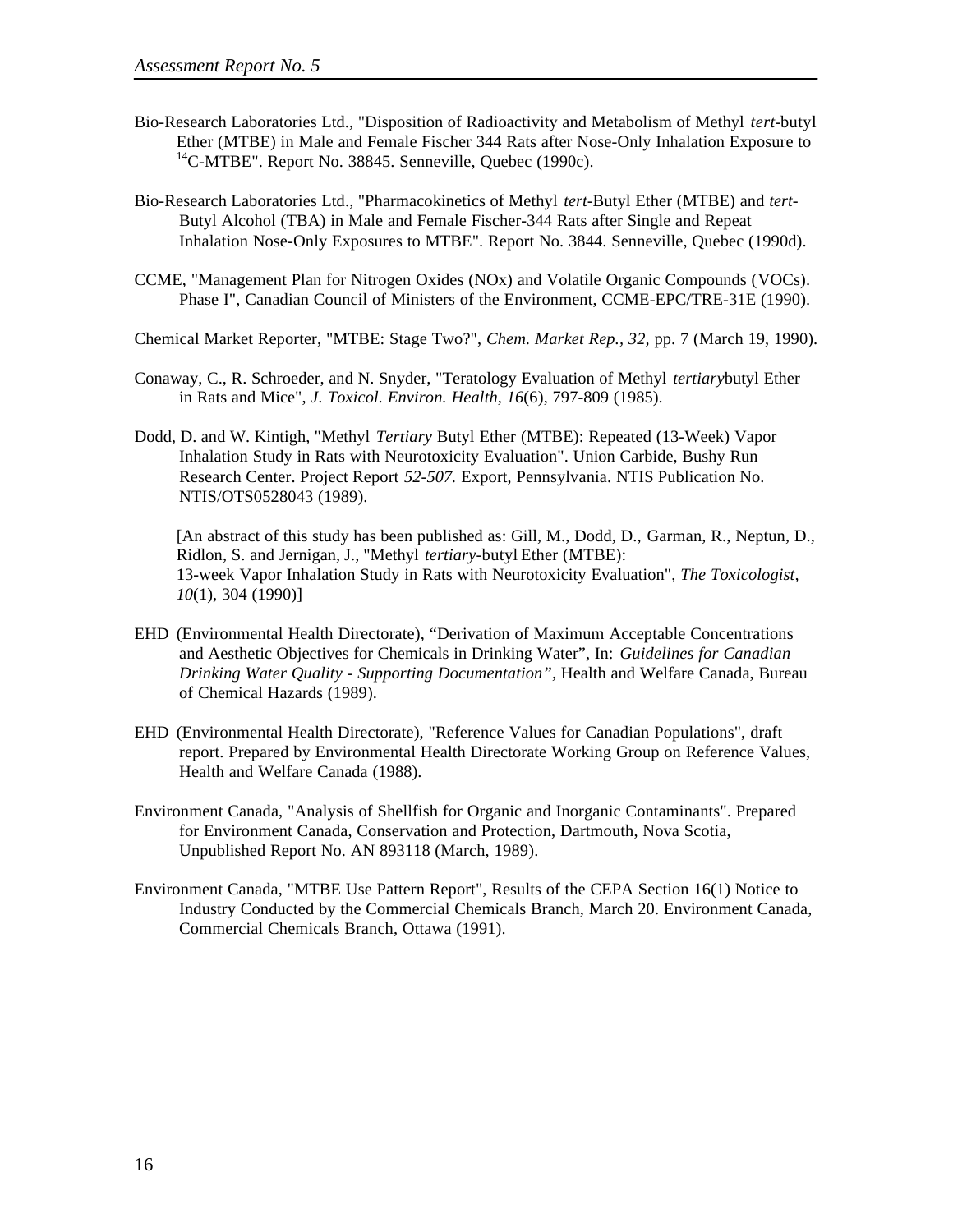Bio-Research Laboratories Ltd., "Disposition of Radioactivity and Metabolism of Methyl *tert*-butyl Ether (MTBE) in Male and Female Fischer 344 Rats after Nose-Only Inhalation Exposure to $^{14}$C-MTBE". Report No. 38845. Senneville, Quebec (1990c).

Bio-Research Laboratories Ltd., "Pharmacokinetics of Methyl *tert*-Butyl Ether (MTBE) and *tert*-Butyl Alcohol (TBA) in Male and Female Fischer-344 Rats after Single and Repeat Inhalation Nose-Only Exposures to MTBE". Report No. 3844. Senneville, Quebec (1990d).

CCME, "Management Plan for Nitrogen Oxides (NOx) and Volatile Organic Compounds (VOCs). Phase I", Canadian Council of Ministers of the Environment, CCME-EPC/TRE-31E (1990).

Chemical Market Reporter, "MTBE: Stage Two?", *Chem. Market Rep., 32*, pp. 7 (March 19, 1990).

Conaway, C., R. Schroeder, and N. Snyder, "Teratology Evaluation of Methyl *tertiary*butyl Ether in Rats and Mice", *J. Toxicol. Environ. Health, 16*(6), 797-809 (1985).

Dodd, D. and W. Kintigh, "Methyl *Tertiary* Butyl Ether (MTBE): Repeated (13-Week) Vapor Inhalation Study in Rats with Neurotoxicity Evaluation". Union Carbide, Bushy Run Research Center. Project Report *52-507.* Export, Pennsylvania. NTIS Publication No. NTIS/OTS0528043 (1989).

[An abstract of this study has been published as: Gill, M., Dodd, D., Garman, R., Neptun, D., Ridlon, S. and Jernigan, J., "Methyl *tertiary*-butyl Ether (MTBE): 13-week Vapor Inhalation Study in Rats with Neurotoxicity Evaluation", *The Toxicologist, 10*(1), 304 (1990)]

EHD (Environmental Health Directorate), "Derivation of Maximum Acceptable Concentrations and Aesthetic Objectives for Chemicals in Drinking Water", In: *Guidelines for Canadian Drinking Water Quality - Supporting Documentation",* Health and Welfare Canada, Bureau of Chemical Hazards (1989).

EHD (Environmental Health Directorate), "Reference Values for Canadian Populations", draft report. Prepared by Environmental Health Directorate Working Group on Reference Values, Health and Welfare Canada (1988).

Environment Canada, "Analysis of Shellfish for Organic and Inorganic Contaminants". Prepared for Environment Canada, Conservation and Protection, Dartmouth, Nova Scotia, Unpublished Report No. AN 893118 (March, 1989).

Environment Canada, "MTBE Use Pattern Report", Results of the CEPA Section 16(1) Notice to Industry Conducted by the Commercial Chemicals Branch, March 20. Environment Canada, Commercial Chemicals Branch, Ottawa (1991).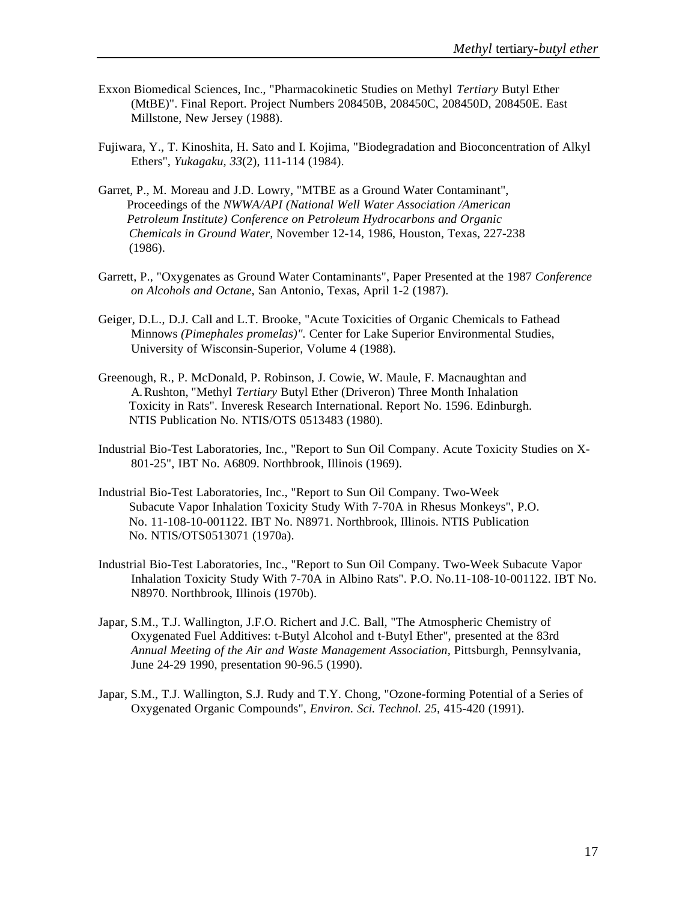Exxon Biomedical Sciences, Inc., "Pharmacokinetic Studies on Methyl *Tertiary* Butyl Ether (MtBE)". Final Report. Project Numbers 208450B, 208450C, 208450D, 208450E. East Millstone, New Jersey (1988).

Fujiwara, Y., T. Kinoshita, H. Sato and I. Kojima, "Biodegradation and Bioconcentration of Alkyl Ethers", *Yukagaku, 33*(2), 111-114 (1984).

Garret, P., M. Moreau and J.D. Lowry, "MTBE as a Ground Water Contaminant", Proceedings of the *NWWA/API (National Well Water Association /American Petroleum Institute) Conference on Petroleum Hydrocarbons and Organic Chemicals in Ground Water,* November 12-14, 1986, Houston, Texas, 227-238 (1986).

Garrett, P., "Oxygenates as Ground Water Contaminants", Paper Presented at the 1987 *Conference on Alcohols and Octane,* San Antonio, Texas, April 1-2 (1987).

Geiger, D.L., D.J. Call and L.T. Brooke, "Acute Toxicities of Organic Chemicals to Fathead Minnows *(Pimephales promelas)".* Center for Lake Superior Environmental Studies, University of Wisconsin-Superior, Volume 4 (1988).

Greenough, R., P. McDonald, P. Robinson, J. Cowie, W. Maule, F. Macnaughtan and A. Rushton, "Methyl *Tertiary* Butyl Ether (Driveron) Three Month Inhalation Toxicity in Rats". Inveresk Research International. Report No. 1596. Edinburgh. NTIS Publication No. NTIS/OTS 0513483 (1980).

Industrial Bio-Test Laboratories, Inc., "Report to Sun Oil Company. Acute Toxicity Studies on X-801-25", IBT No. A6809. Northbrook, Illinois (1969).

Industrial Bio-Test Laboratories, Inc., "Report to Sun Oil Company. Two-Week Subacute Vapor Inhalation Toxicity Study With 7-70A in Rhesus Monkeys", P.O. No. 11-108-10-001122. IBT No. N8971. Northbrook, Illinois. NTIS Publication No. NTIS/OTS0513071 (1970a).

Industrial Bio-Test Laboratories, Inc., "Report to Sun Oil Company. Two-Week Subacute Vapor Inhalation Toxicity Study With 7-70A in Albino Rats". P.O. No.11-108-10-001122. IBT No. N8970. Northbrook, Illinois (1970b).

Japar, S.M., T.J. Wallington, J.F.O. Richert and J.C. Ball, "The Atmospheric Chemistry of Oxygenated Fuel Additives: t-Butyl Alcohol and t-Butyl Ether", presented at the 83rd *Annual Meeting of the Air and Waste Management Association,* Pittsburgh, Pennsylvania, June 24-29 1990, presentation 90-96.5 (1990).

Japar, S.M., T.J. Wallington, S.J. Rudy and T.Y. Chong, "Ozone-forming Potential of a Series of Oxygenated Organic Compounds", *Environ. Sci. Technol. 25,* 415-420 (1991).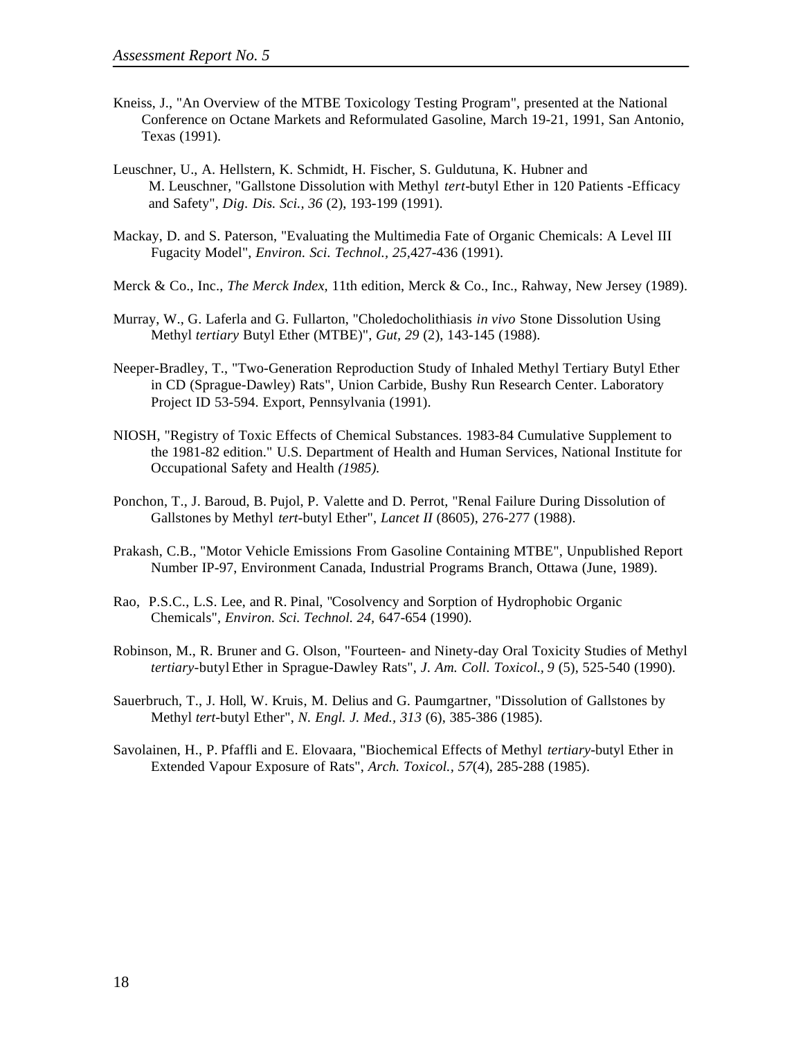Kneiss, J., "An Overview of the MTBE Toxicology Testing Program", presented at the National Conference on Octane Markets and Reformulated Gasoline, March 19-21, 1991, San Antonio, Texas (1991).

Leuschner, U., A. Hellstern, K. Schmidt, H. Fischer, S. Guldutuna, K. Hubner and M. Leuschner, "Gallstone Dissolution with Methyl *tert*-butyl Ether in 120 Patients -Efficacy and Safety", *Dig. Dis. Sci., 36* (2), 193-199 (1991).

Mackay, D. and S. Paterson, "Evaluating the Multimedia Fate of Organic Chemicals: A Level III Fugacity Model", *Environ. Sci. Technol., 25*,427-436 (1991).

Merck & Co., Inc., *The Merck Index*, 11th edition, Merck & Co., Inc., Rahway, New Jersey (1989).

Murray, W., G. Laferla and G. Fullarton, "Choledocholithiasis *in vivo* Stone Dissolution Using Methyl *tertiary* Butyl Ether (MTBE)", *Gut, 29* (2), 143-145 (1988).

Neeper-Bradley, T., "Two-Generation Reproduction Study of Inhaled Methyl Tertiary Butyl Ether in CD (Sprague-Dawley) Rats", Union Carbide, Bushy Run Research Center. Laboratory Project ID 53-594. Export, Pennsylvania (1991).

NIOSH, "Registry of Toxic Effects of Chemical Substances. 1983-84 Cumulative Supplement to the 1981-82 edition." U.S. Department of Health and Human Services, National Institute for Occupational Safety and Health *(1985).*

Ponchon, T., J. Baroud, B. Pujol, P. Valette and D. Perrot, "Renal Failure During Dissolution of Gallstones by Methyl *tert*-butyl Ether", *Lancet II* (8605), 276-277 (1988).

Prakash, C.B., "Motor Vehicle Emissions From Gasoline Containing MTBE", Unpublished Report Number IP-97, Environment Canada, Industrial Programs Branch, Ottawa (June, 1989).

Rao, P.S.C., L.S. Lee, and R. Pinal, "Cosolvency and Sorption of Hydrophobic Organic Chemicals", *Environ. Sci. Technol. 24*, 647-654 (1990).

Robinson, M., R. Bruner and G. Olson, "Fourteen- and Ninety-day Oral Toxicity Studies of Methyl *tertiary*-butyl Ether in Sprague-Dawley Rats", *J. Am. Coll. Toxicol., 9* (5), 525-540 (1990).

Sauerbruch, T., J. Holl, W. Kruis, M. Delius and G. Paumgartner, "Dissolution of Gallstones by Methyl *tert*-butyl Ether", *N. Engl. J. Med., 313* (6), 385-386 (1985).

Savolainen, H., P. Pfaffli and E. Elovaara, "Biochemical Effects of Methyl *tertiary*-butyl Ether in Extended Vapour Exposure of Rats", *Arch. Toxicol., 57*(4), 285-288 (1985).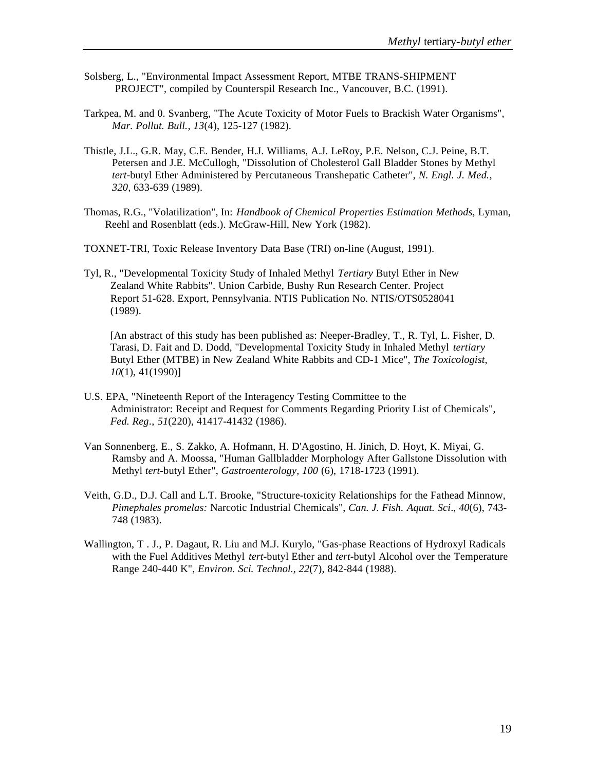Solsberg, L., "Environmental Impact Assessment Report, MTBE TRANS-SHIPMENT PROJECT", compiled by Counterspil Research Inc., Vancouver, B.C. (1991).

Tarkpea, M. and 0. Svanberg, "The Acute Toxicity of Motor Fuels to Brackish Water Organisms", *Mar. Pollut. Bull.*, *13*(4), 125-127 (1982).

Thistle, J.L., G.R. May, C.E. Bender, H.J. Williams, A.J. LeRoy, P.E. Nelson, C.J. Peine, B.T. Petersen and J.E. McCullogh, "Dissolution of Cholesterol Gall Bladder Stones by Methyl *tert*-butyl Ether Administered by Percutaneous Transhepatic Catheter", *N. Engl. J. Med.*, *320*, 633-639 (1989).

Thomas, R.G., "Volatilization", In: *Handbook of Chemical Properties Estimation Methods*, Lyman, Reehl and Rosenblatt (eds.). McGraw-Hill, New York (1982).

TOXNET-TRI, Toxic Release Inventory Data Base (TRI) on-line (August, 1991).

Tyl, R., "Developmental Toxicity Study of Inhaled Methyl *Tertiary* Butyl Ether in New Zealand White Rabbits". Union Carbide, Bushy Run Research Center. Project Report 51-628. Export, Pennsylvania. NTIS Publication No. NTIS/OTS0528041 (1989).

[An abstract of this study has been published as: Neeper-Bradley, T., R. Tyl, L. Fisher, D. Tarasi, D. Fait and D. Dodd, "Developmental Toxicity Study in Inhaled Methyl *tertiary* Butyl Ether (MTBE) in New Zealand White Rabbits and CD-1 Mice", *The Toxicologist*, *10*(1), 41(1990)]

U.S. EPA, "Nineteenth Report of the Interagency Testing Committee to the Administrator: Receipt and Request for Comments Regarding Priority List of Chemicals", *Fed. Reg*., *51*(220), 41417-41432 (1986).

Van Sonnenberg, E., S. Zakko, A. Hofmann, H. D'Agostino, H. Jinich, D. Hoyt, K. Miyai, G. Ramsby and A. Moossa, "Human Gallbladder Morphology After Gallstone Dissolution with Methyl *tert*-butyl Ether", *Gastroenterology*, *100* (6), 1718-1723 (1991).

Veith, G.D., D.J. Call and L.T. Brooke, "Structure-toxicity Relationships for the Fathead Minnow, *Pimephales promelas:* Narcotic Industrial Chemicals", *Can. J. Fish. Aquat. Sci*., *40*(6), 743-748 (1983).

Wallington, T . J., P. Dagaut, R. Liu and M.J. Kurylo, "Gas-phase Reactions of Hydroxyl Radicals with the Fuel Additives Methyl *tert*-butyl Ether and *tert*-butyl Alcohol over the Temperature Range 240-440 K", *Environ. Sci. Technol.*, *22*(7), 842-844 (1988).